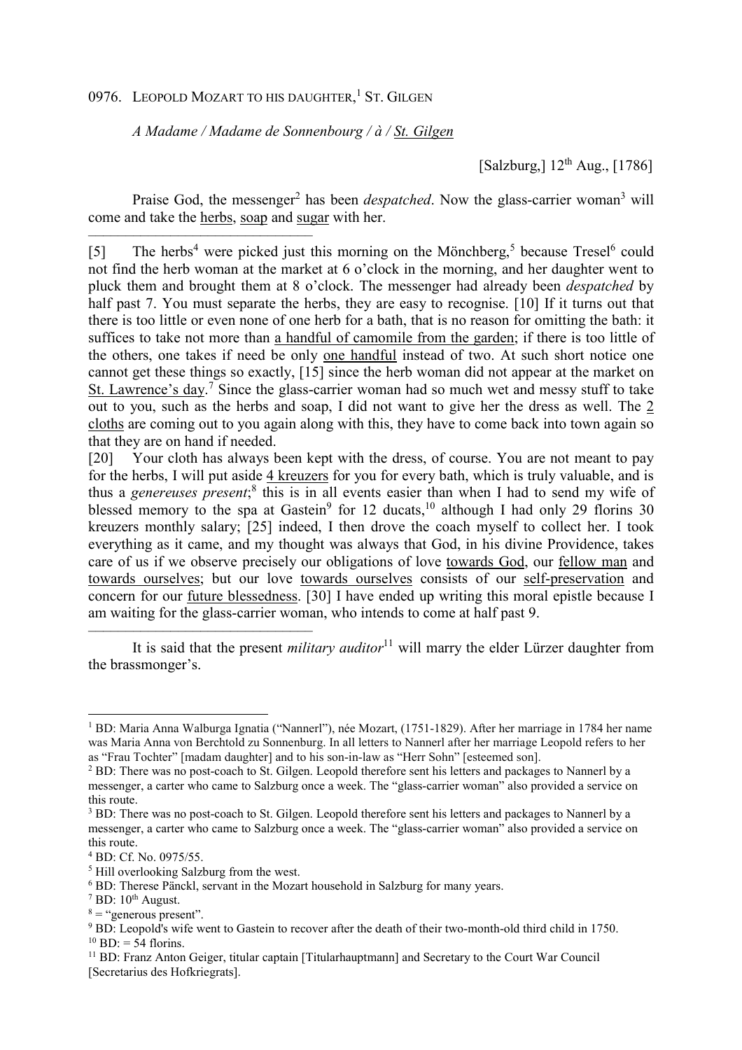0976. LEOPOLD MOZART TO HIS DAUGHTER,[1] ST. GILGEN

*A Madame / Madame de Sonnenbourg / à / St. Gilgen*

[Salzburg,] 12th Aug., [1786]

Praise God, the messenger[2] has been *despatched*. Now the glass-carrier woman[3] will come and take the herbs, soap and sugar with her.

———————————————

[5] The herbs[4] were picked just this morning on the Mönchberg,[5] because Tresel[6] could not find the herb woman at the market at 6 o'clock in the morning, and her daughter went to pluck them and brought them at 8 o'clock. The messenger had already been *despatched* by half past 7. You must separate the herbs, they are easy to recognise. [10] If it turns out that there is too little or even none of one herb for a bath, that is no reason for omitting the bath: it suffices to take not more than a handful of camomile from the garden; if there is too little of the others, one takes if need be only one handful instead of two. At such short notice one cannot get these things so exactly, [15] since the herb woman did not appear at the market on St. Lawrence's day.[7] Since the glass-carrier woman had so much wet and messy stuff to take out to you, such as the herbs and soap, I did not want to give her the dress as well. The 2 cloths are coming out to you again along with this, they have to come back into town again so that they are on hand if needed.

[20] Your cloth has always been kept with the dress, of course. You are not meant to pay for the herbs, I will put aside 4 kreuzers for you for every bath, which is truly valuable, and is thus a *genereuses present*;[8] this is in all events easier than when I had to send my wife of blessed memory to the spa at Gastein[9] for 12 ducats,[10] although I had only 29 florins 30 kreuzers monthly salary; [25] indeed, I then drove the coach myself to collect her. I took everything as it came, and my thought was always that God, in his divine Providence, takes care of us if we observe precisely our obligations of love towards God, our fellow man and towards ourselves; but our love towards ourselves consists of our self-preservation and concern for our future blessedness. [30] I have ended up writing this moral epistle because I am waiting for the glass-carrier woman, who intends to come at half past 9.

———————————————

It is said that the present *military auditor*[11] will marry the elder Lürzer daughter from the brassmonger's.

---

[1] BD: Maria Anna Walburga Ignatia ("Nannerl"), née Mozart, (1751-1829). After her marriage in 1784 her name was Maria Anna von Berchtold zu Sonnenburg. In all letters to Nannerl after her marriage Leopold refers to her as "Frau Tochter" [madam daughter] and to his son-in-law as "Herr Sohn" [esteemed son].

[2] BD: There was no post-coach to St. Gilgen. Leopold therefore sent his letters and packages to Nannerl by a messenger, a carter who came to Salzburg once a week. The "glass-carrier woman" also provided a service on this route.

[3] BD: There was no post-coach to St. Gilgen. Leopold therefore sent his letters and packages to Nannerl by a messenger, a carter who came to Salzburg once a week. The "glass-carrier woman" also provided a service on this route.

[4] BD: Cf. No. 0975/55.

[5] Hill overlooking Salzburg from the west.

[6] BD: Therese Pänckl, servant in the Mozart household in Salzburg for many years.

[7] BD: 10th August.

[8] = "generous present".

[9] BD: Leopold's wife went to Gastein to recover after the death of their two-month-old third child in 1750.

[10] BD: = 54 florins.

[11] BD: Franz Anton Geiger, titular captain [Titularhauptmann] and Secretary to the Court War Council [Secretarius des Hofkriegrats].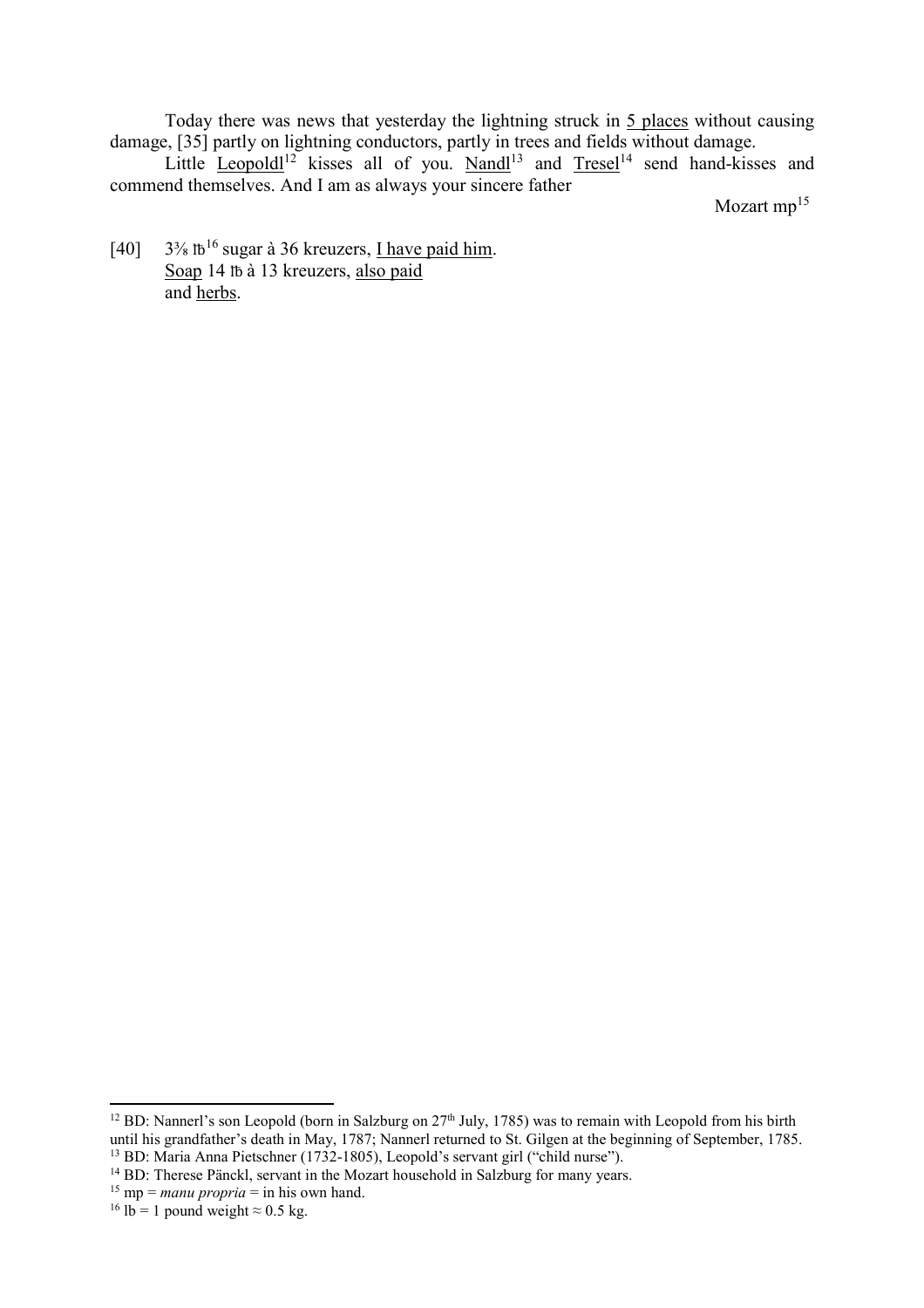Today there was news that yesterday the lightning struck in 5 places without causing damage, [35] partly on lightning conductors, partly in trees and fields without damage.

Little Leopoldl[12] kisses all of you. Nandl[13] and Tresel[14] send hand-kisses and commend themselves. And I am as always your sincere father

Mozart mp[15]

[40] 3⅜ ℔[16] sugar à 36 kreuzers, I have paid him.
Soap 14 ℔ à 13 kreuzers, also paid
and herbs.

---

[12] BD: Nannerl's son Leopold (born in Salzburg on 27th July, 1785) was to remain with Leopold from his birth until his grandfather's death in May, 1787; Nannerl returned to St. Gilgen at the beginning of September, 1785.

[13] BD: Maria Anna Pietschner (1732-1805), Leopold's servant girl ("child nurse").

[14] BD: Therese Pänckl, servant in the Mozart household in Salzburg for many years.

[15] mp = *manu propria* = in his own hand.

[16] lb = 1 pound weight ≈ 0.5 kg.